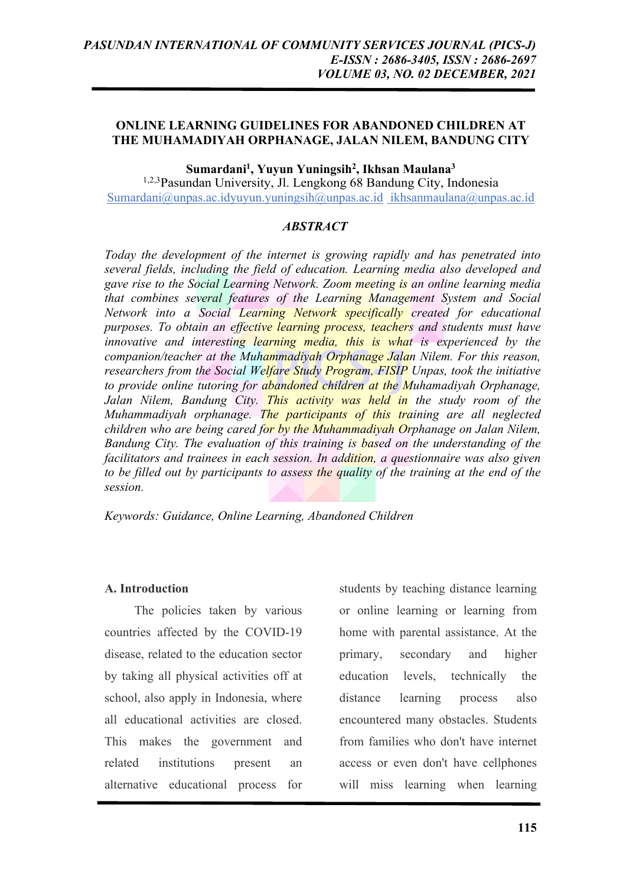# ONLINE LEARNING GUIDELINES FOR ABANDONED CHILDREN AT THE MUHAMADIYAH ORPHANAGE, JALAN NILEM, BANDUNG CITY

**Sumardani[1], Yuyun Yuningsih[2], Ikhsan Maulana[3]**

[1,2,3]Pasundan University, Jl. Lengkong 68 Bandung City, Indonesia

Sumardani@unpas.ac.idyuyun.yuningsih@unpas.ac.id ikhsanmaulana@unpas.ac.id

### *ABSTRACT*

*Today the development of the internet is growing rapidly and has penetrated into several fields, including the field of education. Learning media also developed and gave rise to the Social Learning Network. Zoom meeting is an online learning media that combines several features of the Learning Management System and Social Network into a Social Learning Network specifically created for educational purposes. To obtain an effective learning process, teachers and students must have innovative and interesting learning media, this is what is experienced by the companion/teacher at the Muhammadiyah Orphanage Jalan Nilem. For this reason, researchers from the Social Welfare Study Program, FISIP Unpas, took the initiative to provide online tutoring for abandoned children at the Muhamadiyah Orphanage, Jalan Nilem, Bandung City. This activity was held in the study room of the Muhammadiyah orphanage. The participants of this training are all neglected children who are being cared for by the Muhammadiyah Orphanage on Jalan Nilem, Bandung City. The evaluation of this training is based on the understanding of the facilitators and trainees in each session. In addition, a questionnaire was also given to be filled out by participants to assess the quality of the training at the end of the session.*

*Keywords: Guidance, Online Learning, Abandoned Children*

## A. Introduction

The policies taken by various countries affected by the COVID-19 disease, related to the education sector by taking all physical activities off at school, also apply in Indonesia, where all educational activities are closed. This makes the government and related institutions present an alternative educational process for students by teaching distance learning or online learning or learning from home with parental assistance. At the primary, secondary and higher education levels, technically the distance learning process also encountered many obstacles. Students from families who don't have internet access or even don't have cellphones will miss learning when learning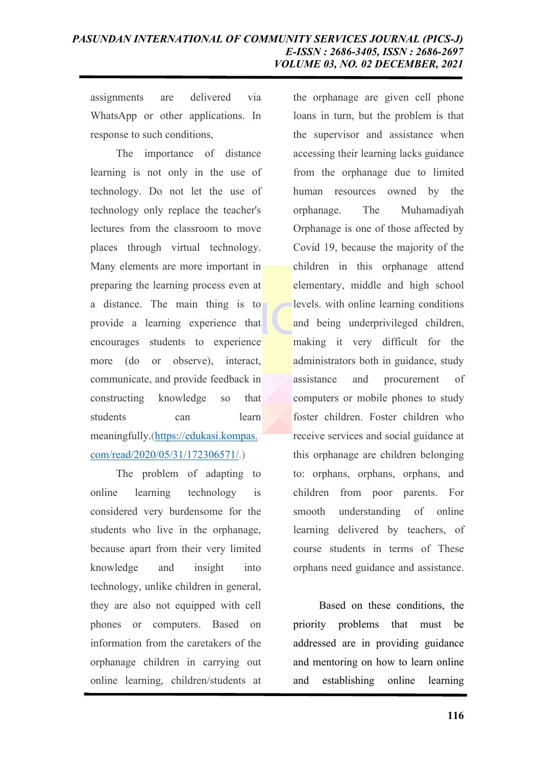assignments are delivered via WhatsApp or other applications. In response to such conditions,

The importance of distance learning is not only in the use of technology. Do not let the use of technology only replace the teacher's lectures from the classroom to move places through virtual technology. Many elements are more important in preparing the learning process even at a distance. The main thing is to provide a learning experience that encourages students to experience more (do or observe), interact, communicate, and provide feedback in constructing knowledge so that students can learn meaningfully.(https://edukasi.kompas.com/read/2020/05/31/172306571/.)

The problem of adapting to online learning technology is considered very burdensome for the students who live in the orphanage, because apart from their very limited knowledge and insight into technology, unlike children in general, they are also not equipped with cell phones or computers. Based on information from the caretakers of the orphanage children in carrying out online learning, children/students at the orphanage are given cell phone loans in turn, but the problem is that the supervisor and assistance when accessing their learning lacks guidance from the orphanage due to limited human resources owned by the orphanage. The Muhamadiyah Orphanage is one of those affected by Covid 19, because the majority of the children in this orphanage attend elementary, middle and high school levels. with online learning conditions and being underprivileged children, making it very difficult for the administrators both in guidance, study assistance and procurement of computers or mobile phones to study foster children. Foster children who receive services and social guidance at this orphanage are children belonging to: orphans, orphans, orphans, and children from poor parents. For smooth understanding of online learning delivered by teachers, of course students in terms of These orphans need guidance and assistance.

Based on these conditions, the priority problems that must be addressed are in providing guidance and mentoring on how to learn online and establishing online learning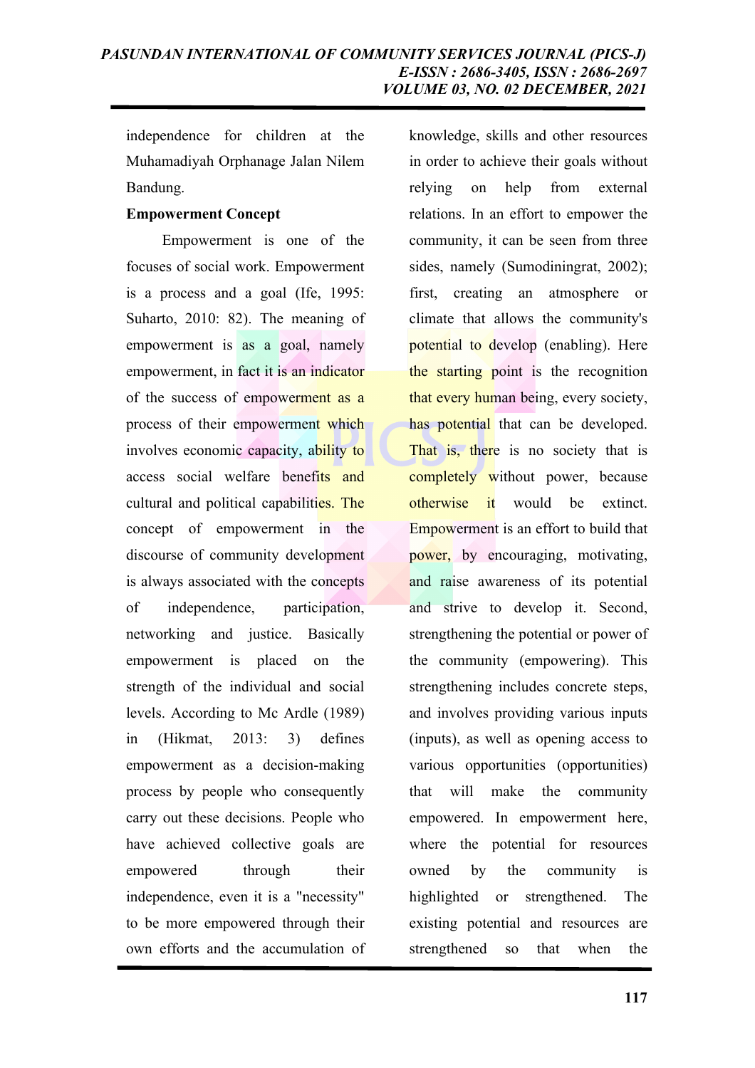independence for children at the Muhamadiyah Orphanage Jalan Nilem Bandung.

**Empowerment Concept**

Empowerment is one of the focuses of social work. Empowerment is a process and a goal (Ife, 1995: Suharto, 2010: 82). The meaning of empowerment is as a goal, namely empowerment, in fact it is an indicator of the success of empowerment as a process of their empowerment which involves economic capacity, ability to access social welfare benefits and cultural and political capabilities. The concept of empowerment in the discourse of community development is always associated with the concepts of independence, participation, networking and justice. Basically empowerment is placed on the strength of the individual and social levels. According to Mc Ardle (1989) in (Hikmat, 2013: 3) defines empowerment as a decision-making process by people who consequently carry out these decisions. People who have achieved collective goals are empowered through their independence, even it is a "necessity" to be more empowered through their own efforts and the accumulation of knowledge, skills and other resources in order to achieve their goals without relying on help from external relations. In an effort to empower the community, it can be seen from three sides, namely (Sumodiningrat, 2002); first, creating an atmosphere or climate that allows the community's potential to develop (enabling). Here the starting point is the recognition that every human being, every society, has potential that can be developed. That is, there is no society that is completely without power, because otherwise it would be extinct. Empowerment is an effort to build that power, by encouraging, motivating, and raise awareness of its potential and strive to develop it. Second, strengthening the potential or power of the community (empowering). This strengthening includes concrete steps, and involves providing various inputs (inputs), as well as opening access to various opportunities (opportunities) that will make the community empowered. In empowerment here, where the potential for resources owned by the community is highlighted or strengthened. The existing potential and resources are strengthened so that when the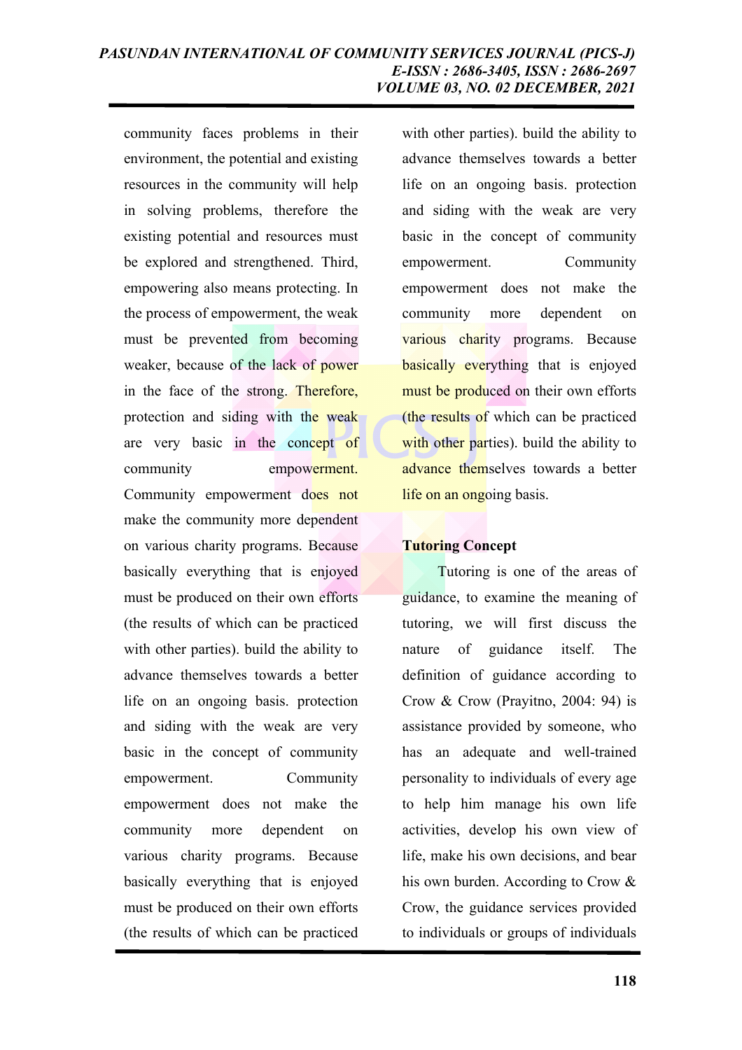community faces problems in their environment, the potential and existing resources in the community will help in solving problems, therefore the existing potential and resources must be explored and strengthened. Third, empowering also means protecting. In the process of empowerment, the weak must be prevented from becoming weaker, because of the lack of power in the face of the strong. Therefore, protection and siding with the weak are very basic in the concept of community empowerment. Community empowerment does not make the community more dependent on various charity programs. Because basically everything that is enjoyed must be produced on their own efforts (the results of which can be practiced with other parties). build the ability to advance themselves towards a better life on an ongoing basis. protection and siding with the weak are very basic in the concept of community empowerment. Community empowerment does not make the community more dependent on various charity programs. Because basically everything that is enjoyed must be produced on their own efforts (the results of which can be practiced with other parties). build the ability to advance themselves towards a better life on an ongoing basis. protection and siding with the weak are very basic in the concept of community empowerment. Community empowerment does not make the community more dependent on various charity programs. Because basically everything that is enjoyed must be produced on their own efforts (the results of which can be practiced with other parties). build the ability to advance themselves towards a better life on an ongoing basis.

**Tutoring Concept**

Tutoring is one of the areas of guidance, to examine the meaning of tutoring, we will first discuss the nature of guidance itself. The definition of guidance according to Crow & Crow (Prayitno, 2004: 94) is assistance provided by someone, who has an adequate and well-trained personality to individuals of every age to help him manage his own life activities, develop his own view of life, make his own decisions, and bear his own burden. According to Crow & Crow, the guidance services provided to individuals or groups of individuals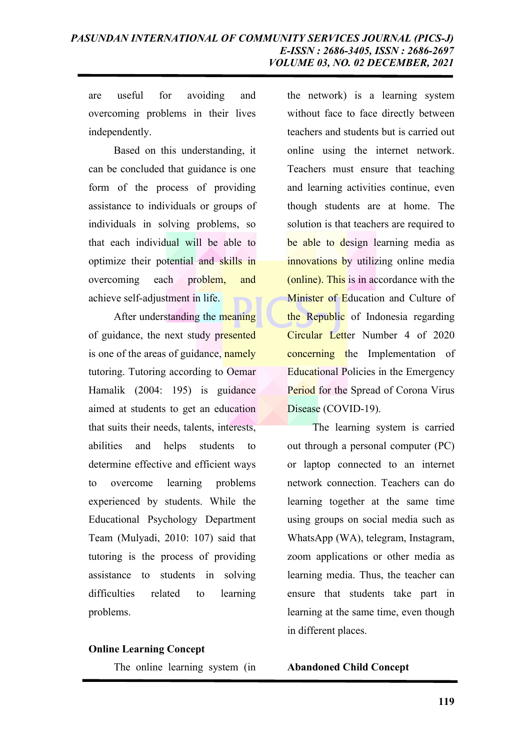are useful for avoiding and overcoming problems in their lives independently.

Based on this understanding, it can be concluded that guidance is one form of the process of providing assistance to individuals or groups of individuals in solving problems, so that each individual will be able to optimize their potential and skills in overcoming each problem, and achieve self-adjustment in life.

After understanding the meaning of guidance, the next study presented is one of the areas of guidance, namely tutoring. Tutoring according to Oemar Hamalik (2004: 195) is guidance aimed at students to get an education that suits their needs, talents, interests, abilities and helps students to determine effective and efficient ways to overcome learning problems experienced by students. While the Educational Psychology Department Team (Mulyadi, 2010: 107) said that tutoring is the process of providing assistance to students in solving difficulties related to learning problems.

**Online Learning Concept**

The online learning system (in the network) is a learning system without face to face directly between teachers and students but is carried out online using the internet network. Teachers must ensure that teaching and learning activities continue, even though students are at home. The solution is that teachers are required to be able to design learning media as innovations by utilizing online media (online). This is in accordance with the Minister of Education and Culture of the Republic of Indonesia regarding Circular Letter Number 4 of 2020 concerning the Implementation of Educational Policies in the Emergency Period for the Spread of Corona Virus Disease (COVID-19).

The learning system is carried out through a personal computer (PC) or laptop connected to an internet network connection. Teachers can do learning together at the same time using groups on social media such as WhatsApp (WA), telegram, Instagram, zoom applications or other media as learning media. Thus, the teacher can ensure that students take part in learning at the same time, even though in different places.

**Abandoned Child Concept**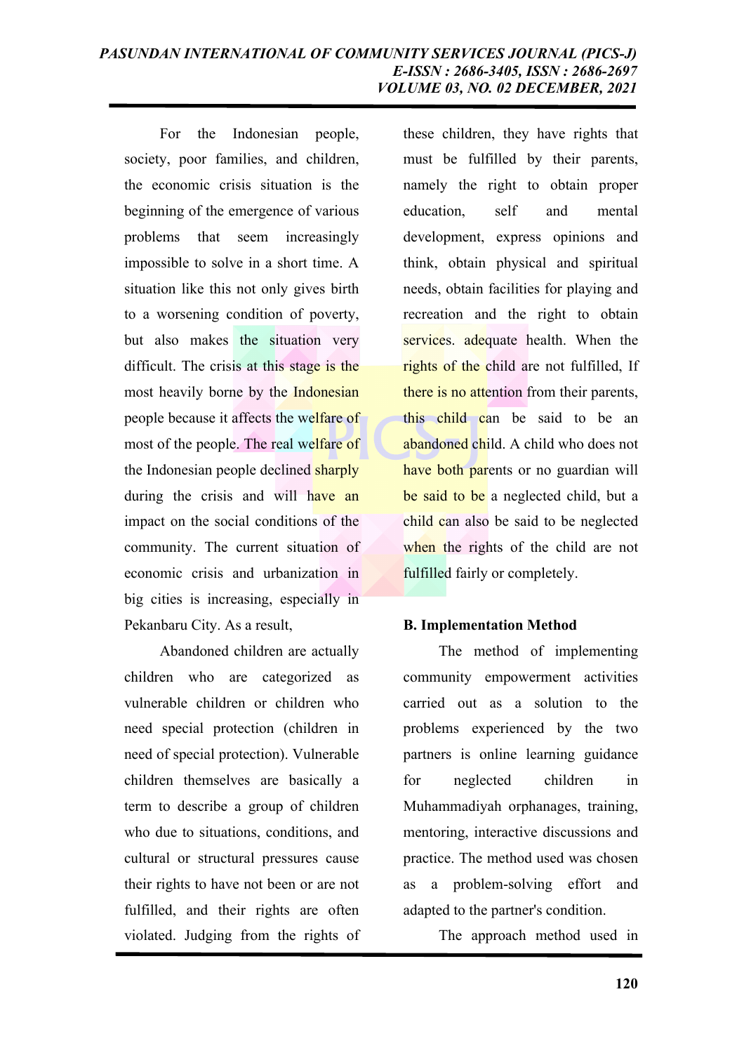For the Indonesian people, society, poor families, and children, the economic crisis situation is the beginning of the emergence of various problems that seem increasingly impossible to solve in a short time. A situation like this not only gives birth to a worsening condition of poverty, but also makes the situation very difficult. The crisis at this stage is the most heavily borne by the Indonesian people because it affects the welfare of most of the people. The real welfare of the Indonesian people declined sharply during the crisis and will have an impact on the social conditions of the community. The current situation of economic crisis and urbanization in big cities is increasing, especially in Pekanbaru City. As a result,

Abandoned children are actually children who are categorized as vulnerable children or children who need special protection (children in need of special protection). Vulnerable children themselves are basically a term to describe a group of children who due to situations, conditions, and cultural or structural pressures cause their rights to have not been or are not fulfilled, and their rights are often violated. Judging from the rights of these children, they have rights that must be fulfilled by their parents, namely the right to obtain proper education, self and mental development, express opinions and think, obtain physical and spiritual needs, obtain facilities for playing and recreation and the right to obtain services. adequate health. When the rights of the child are not fulfilled, If there is no attention from their parents, this child can be said to be an abandoned child. A child who does not have both parents or no guardian will be said to be a neglected child, but a child can also be said to be neglected when the rights of the child are not fulfilled fairly or completely.

**B. Implementation Method**

The method of implementing community empowerment activities carried out as a solution to the problems experienced by the two partners is online learning guidance for neglected children in Muhammadiyah orphanages, training, mentoring, interactive discussions and practice. The method used was chosen as a problem-solving effort and adapted to the partner's condition.

The approach method used in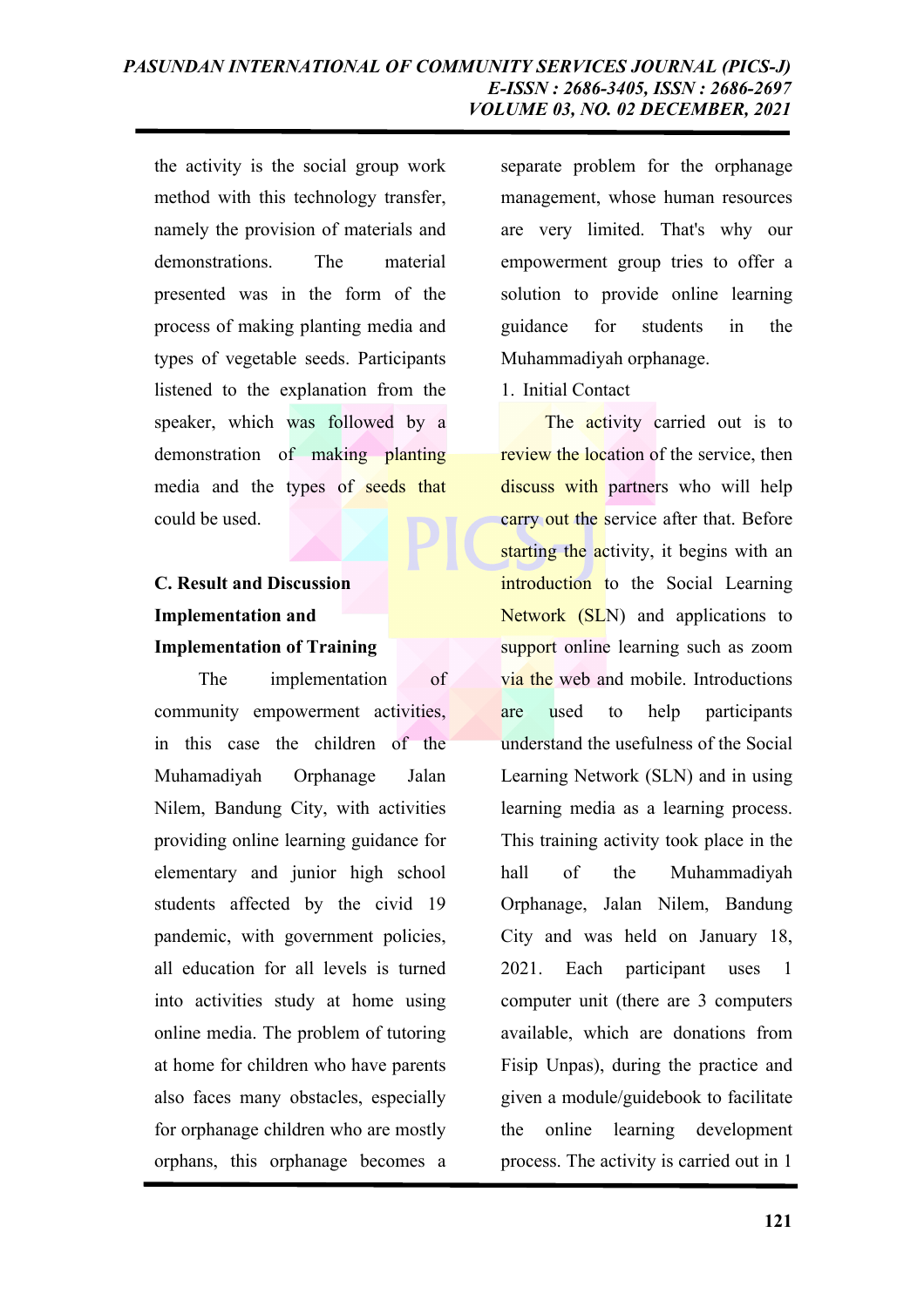the activity is the social group work method with this technology transfer, namely the provision of materials and demonstrations. The material presented was in the form of the process of making planting media and types of vegetable seeds. Participants listened to the explanation from the speaker, which was followed by a demonstration of making planting media and the types of seeds that could be used.

## C. Result and Discussion

### Implementation and Implementation of Training

The implementation of community empowerment activities, in this case the children of the Muhamadiyah Orphanage Jalan Nilem, Bandung City, with activities providing online learning guidance for elementary and junior high school students affected by the civid 19 pandemic, with government policies, all education for all levels is turned into activities study at home using online media. The problem of tutoring at home for children who have parents also faces many obstacles, especially for orphanage children who are mostly orphans, this orphanage becomes a separate problem for the orphanage management, whose human resources are very limited. That's why our empowerment group tries to offer a solution to provide online learning guidance for students in the Muhammadiyah orphanage.

1. Initial Contact

The activity carried out is to review the location of the service, then discuss with partners who will help carry out the service after that. Before starting the activity, it begins with an introduction to the Social Learning Network (SLN) and applications to support online learning such as zoom via the web and mobile. Introductions are used to help participants understand the usefulness of the Social Learning Network (SLN) and in using learning media as a learning process. This training activity took place in the hall of the Muhammadiyah Orphanage, Jalan Nilem, Bandung City and was held on January 18, 2021. Each participant uses 1 computer unit (there are 3 computers available, which are donations from Fisip Unpas), during the practice and given a module/guidebook to facilitate the online learning development process. The activity is carried out in 1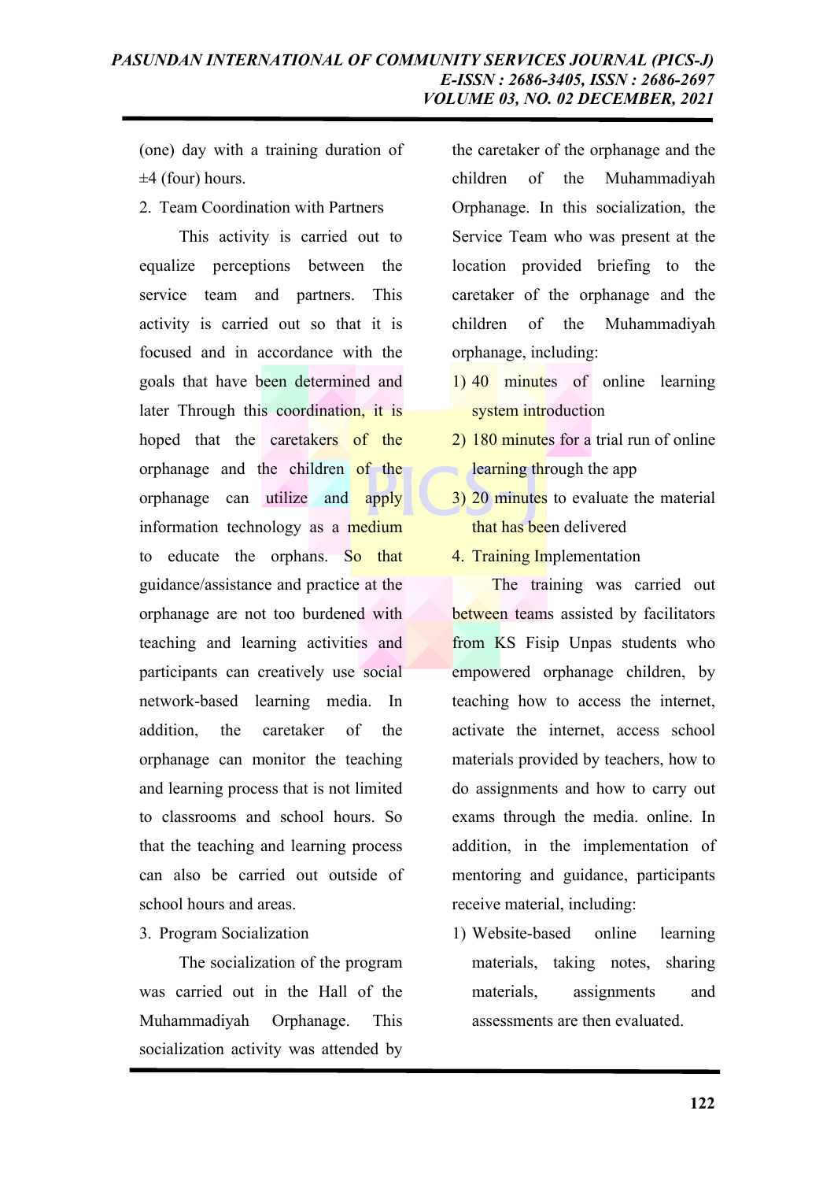(one) day with a training duration of ±4 (four) hours.

2. Team Coordination with Partners

This activity is carried out to equalize perceptions between the service team and partners. This activity is carried out so that it is focused and in accordance with the goals that have been determined and later Through this coordination, it is hoped that the caretakers of the orphanage and the children of the orphanage can utilize and apply information technology as a medium to educate the orphans. So that guidance/assistance and practice at the orphanage are not too burdened with teaching and learning activities and participants can creatively use social network-based learning media. In addition, the caretaker of the orphanage can monitor the teaching and learning process that is not limited to classrooms and school hours. So that the teaching and learning process can also be carried out outside of school hours and areas.

3. Program Socialization

The socialization of the program was carried out in the Hall of the Muhammadiyah Orphanage. This socialization activity was attended by the caretaker of the orphanage and the children of the Muhammadiyah Orphanage. In this socialization, the Service Team who was present at the location provided briefing to the caretaker of the orphanage and the children of the Muhammadiyah orphanage, including:

1) 40 minutes of online learning system introduction
2) 180 minutes for a trial run of online learning through the app
3) 20 minutes to evaluate the material that has been delivered

4. Training Implementation

The training was carried out between teams assisted by facilitators from KS Fisip Unpas students who empowered orphanage children, by teaching how to access the internet, activate the internet, access school materials provided by teachers, how to do assignments and how to carry out exams through the media. online. In addition, in the implementation of mentoring and guidance, participants receive material, including:

1) Website-based online learning materials, taking notes, sharing materials, assignments and assessments are then evaluated.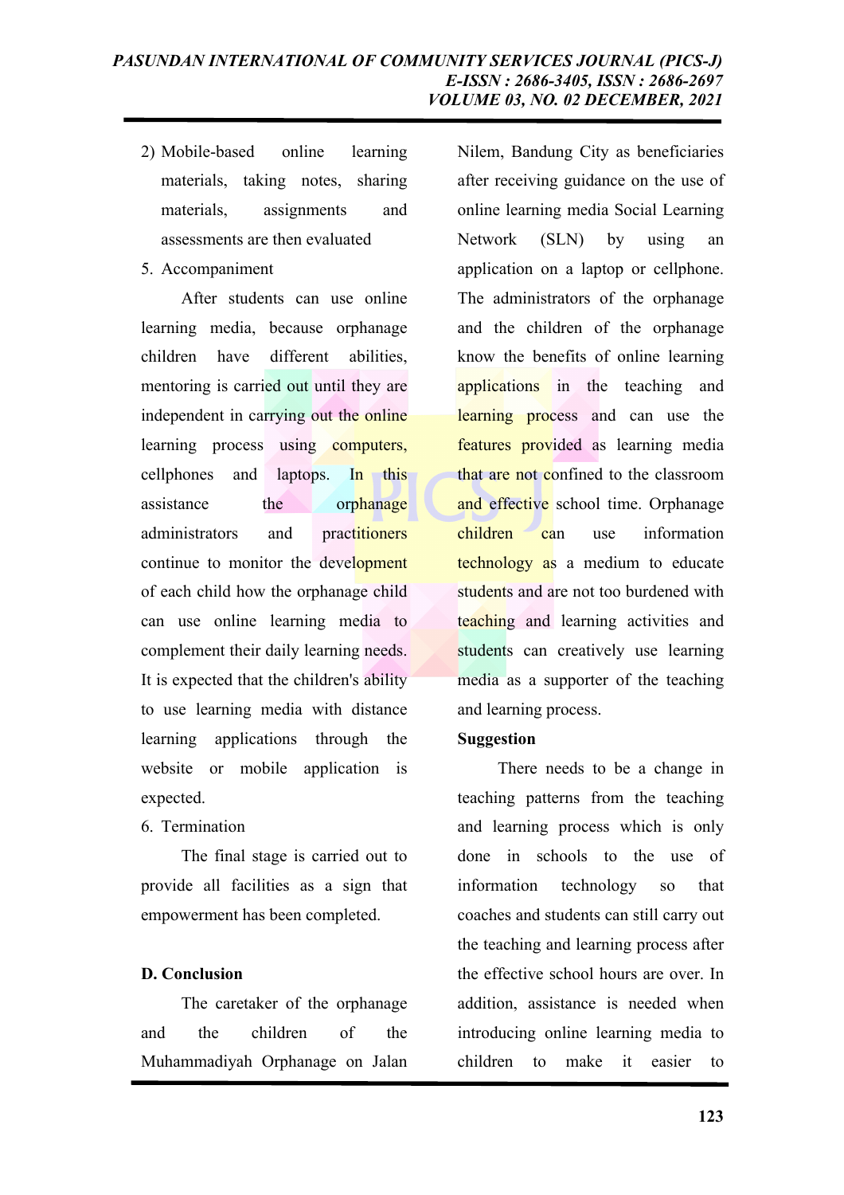2) Mobile-based online learning materials, taking notes, sharing materials, assignments and assessments are then evaluated

5. Accompaniment

After students can use online learning media, because orphanage children have different abilities, mentoring is carried out until they are independent in carrying out the online learning process using computers, cellphones and laptops. In this assistance the orphanage administrators and practitioners continue to monitor the development of each child how the orphanage child can use online learning media to complement their daily learning needs. It is expected that the children's ability to use learning media with distance learning applications through the website or mobile application is expected.

6. Termination

The final stage is carried out to provide all facilities as a sign that empowerment has been completed.

## D. Conclusion

The caretaker of the orphanage and the children of the Muhammadiyah Orphanage on Jalan Nilem, Bandung City as beneficiaries after receiving guidance on the use of online learning media Social Learning Network (SLN) by using an application on a laptop or cellphone. The administrators of the orphanage and the children of the orphanage know the benefits of online learning applications in the teaching and learning process and can use the features provided as learning media that are not confined to the classroom and effective school time. Orphanage children can use information technology as a medium to educate students and are not too burdened with teaching and learning activities and students can creatively use learning media as a supporter of the teaching and learning process.

**Suggestion**

There needs to be a change in teaching patterns from the teaching and learning process which is only done in schools to the use of information technology so that coaches and students can still carry out the teaching and learning process after the effective school hours are over. In addition, assistance is needed when introducing online learning media to children to make it easier to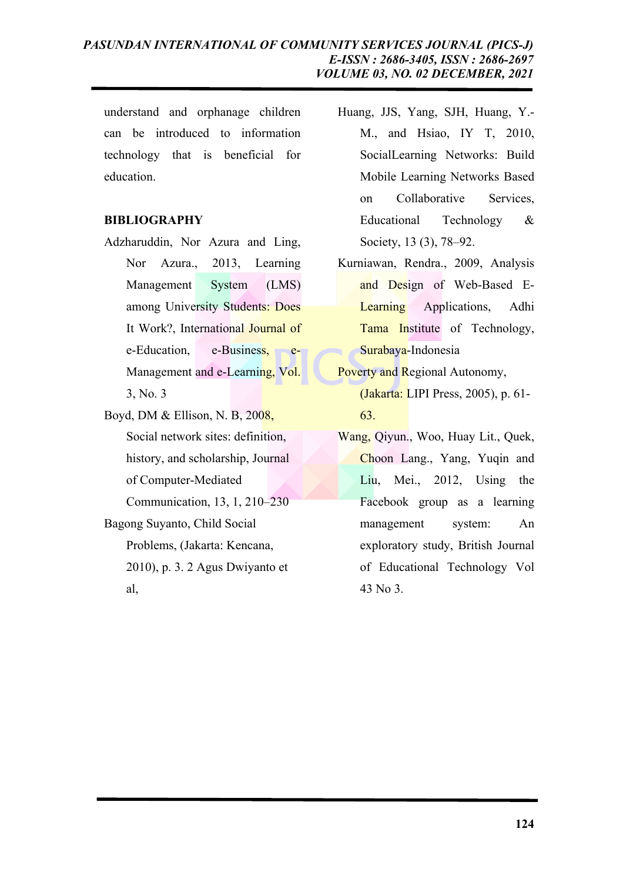understand and orphanage children can be introduced to information technology that is beneficial for education.

**BIBLIOGRAPHY**

Adzharuddin, Nor Azura and Ling, Nor Azura., 2013, Learning Management System (LMS) among University Students: Does It Work?, International Journal of e-Education, e-Business, e-Management and e-Learning, Vol. 3, No. 3

Boyd, DM & Ellison, N. B, 2008, Social network sites: definition, history, and scholarship, Journal of Computer-Mediated Communication, 13, 1, 210–230

Bagong Suyanto, Child Social Problems, (Jakarta: Kencana, 2010), p. 3. 2 Agus Dwiyanto et al,

Huang, JJS, Yang, SJH, Huang, Y.-M., and Hsiao, IY T, 2010, SocialLearning Networks: Build Mobile Learning Networks Based on Collaborative Services, Educational Technology & Society, 13 (3), 78–92.

Kurniawan, Rendra., 2009, Analysis and Design of Web-Based E-Learning Applications, Adhi Tama Institute of Technology, Surabaya-Indonesia

Poverty and Regional Autonomy, (Jakarta: LIPI Press, 2005), p. 61-63.

Wang, Qiyun., Woo, Huay Lit., Quek, Choon Lang., Yang, Yuqin and Liu, Mei., 2012, Using the Facebook group as a learning management system: An exploratory study, British Journal of Educational Technology Vol 43 No 3.